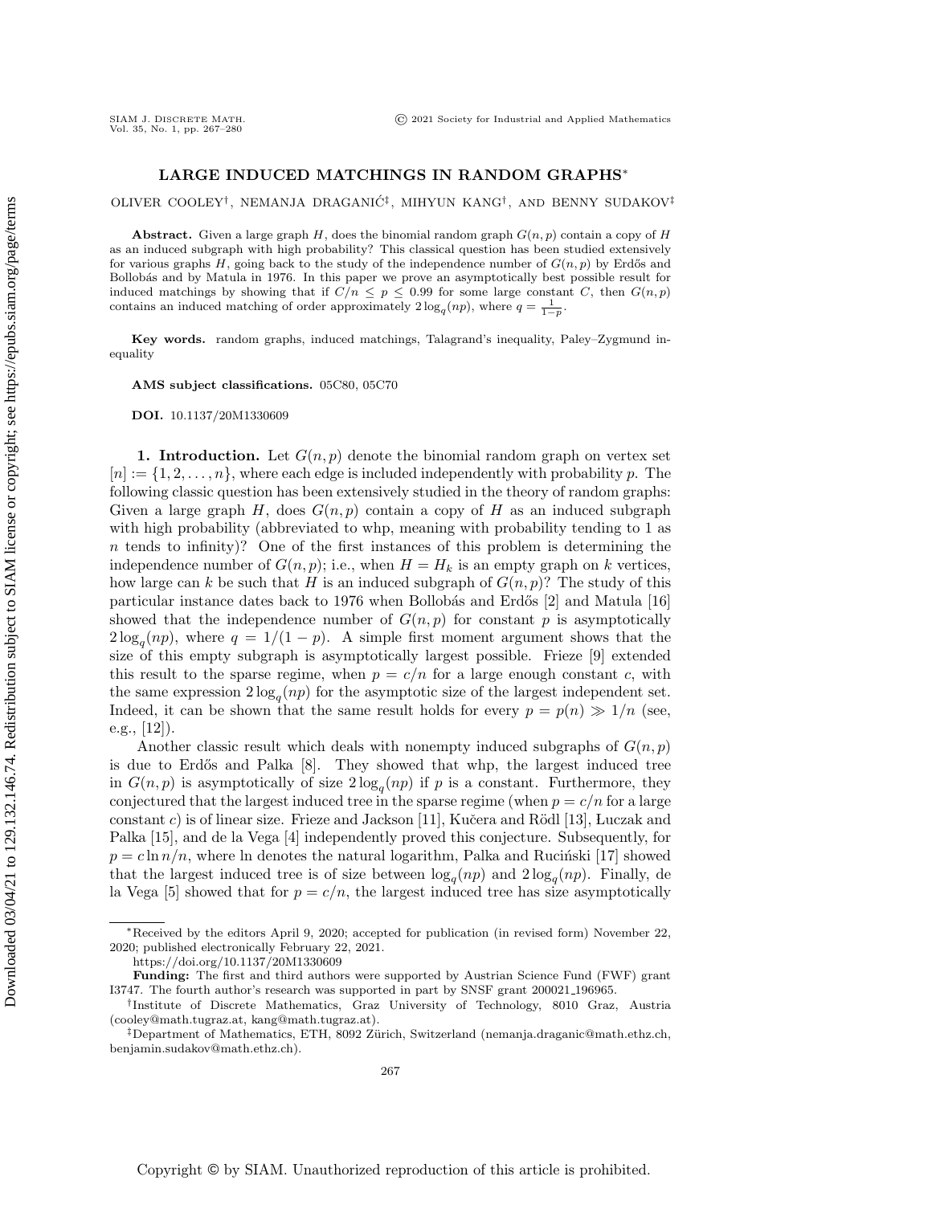# LARGE INDUCED MATCHINGS IN RANDOM GRAPHS*

OLIVER COOLEY†, NEMANJA DRAGANIĆ‡, MIHYUN KANG†, AND BENNY SUDAKOV‡

**Abstract.** Given a large graph $H$, does the binomial random graph $G(n, p)$ contain a copy of $H$ as an induced subgraph with high probability? This classical question has been studied extensively for various graphs $H$, going back to the study of the independence number of $G(n, p)$ by Erdős and Bollobás and by Matula in 1976. In this paper we prove an asymptotically best possible result for induced matchings by showing that if $C/n \leq p \leq 0.99$ for some large constant $C$, then $G(n, p)$ contains an induced matching of order approximately $2 \log_q(np)$, where $q = \frac{1}{1-p}$.

**Key words.** random graphs, induced matchings, Talagrand's inequality, Paley–Zygmund inequality

**AMS subject classifications.** 05C80, 05C70

**DOI.** 10.1137/20M1330609

## 1. Introduction.

Let $G(n, p)$ denote the binomial random graph on vertex set $[n] := \{1, 2, \ldots, n\}$, where each edge is included independently with probability $p$. The following classic question has been extensively studied in the theory of random graphs: Given a large graph $H$, does $G(n, p)$ contain a copy of $H$ as an induced subgraph with high probability (abbreviated to whp, meaning with probability tending to 1 as $n$ tends to infinity)? One of the first instances of this problem is determining the independence number of $G(n, p)$; i.e., when $H = H_k$ is an empty graph on $k$ vertices, how large can $k$ be such that $H$ is an induced subgraph of $G(n, p)$? The study of this particular instance dates back to 1976 when Bollobás and Erdős [2] and Matula [16] showed that the independence number of $G(n, p)$ for constant $p$ is asymptotically $2 \log_q(np)$, where $q = 1/(1 - p)$. A simple first moment argument shows that the size of this empty subgraph is asymptotically largest possible. Frieze [9] extended this result to the sparse regime, when $p = c/n$ for a large enough constant $c$, with the same expression $2 \log_q(np)$ for the asymptotic size of the largest independent set. Indeed, it can be shown that the same result holds for every $p = p(n) \gg 1/n$ (see, e.g., [12]).

Another classic result which deals with nonempty induced subgraphs of $G(n, p)$ is due to Erdős and Palka [8]. They showed that whp, the largest induced tree in $G(n, p)$ is asymptotically of size $2 \log_q(np)$ if $p$ is a constant. Furthermore, they conjectured that the largest induced tree in the sparse regime (when $p = c/n$ for a large constant $c$) is of linear size. Frieze and Jackson [11], Kučera and Rödl [13], Łuczak and Palka [15], and de la Vega [4] independently proved this conjecture. Subsequently, for $p = c \ln n/n$, where ln denotes the natural logarithm, Palka and Ruciński [17] showed that the largest induced tree is of size between $\log_q(np)$ and $2 \log_q(np)$. Finally, de la Vega [5] showed that for $p = c/n$, the largest induced tree has size asymptotically

---

*Received by the editors April 9, 2020; accepted for publication (in revised form) November 22, 2020; published electronically February 22, 2021.
https://doi.org/10.1137/20M1330609

**Funding:** The first and third authors were supported by Austrian Science Fund (FWF) grant I3747. The fourth author's research was supported in part by SNSF grant 200021_196965.

†Institute of Discrete Mathematics, Graz University of Technology, 8010 Graz, Austria (cooley@math.tugraz.at, kang@math.tugraz.at).

‡Department of Mathematics, ETH, 8092 Zürich, Switzerland (nemanja.draganic@math.ethz.ch, benjamin.sudakov@math.ethz.ch).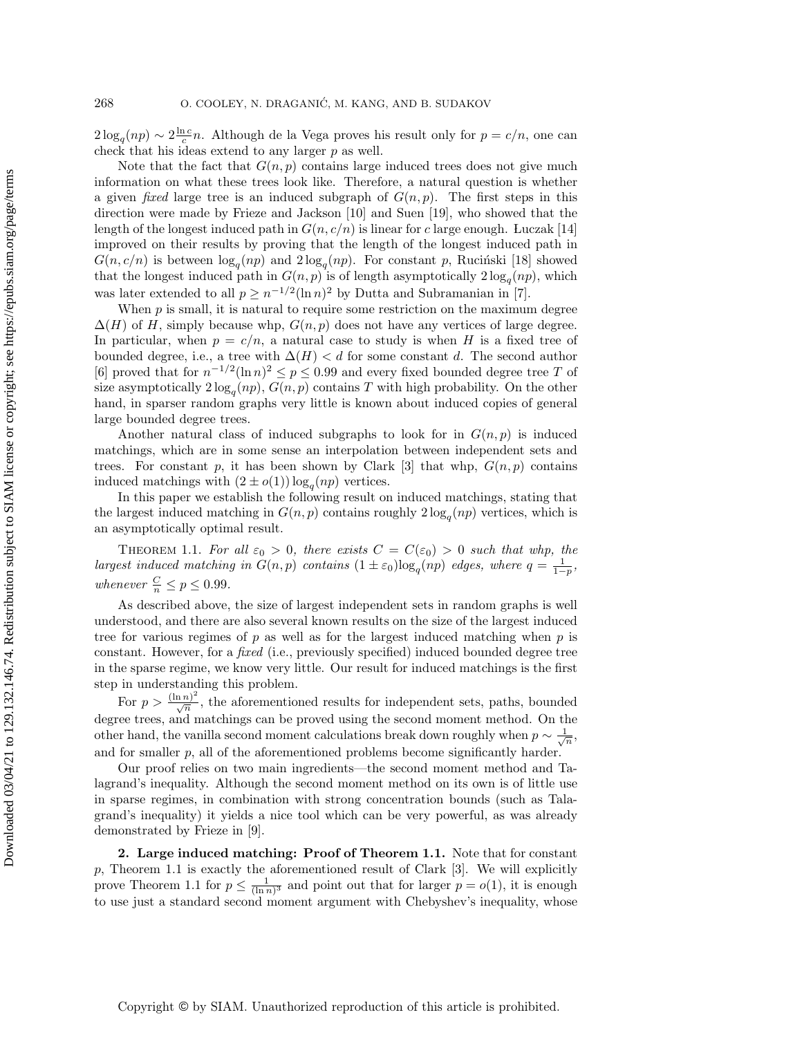$2\log_q(np) \sim 2\frac{\ln c}{c}n$. Although de la Vega proves his result only for $p = c/n$, one can check that his ideas extend to any larger $p$ as well.

Note that the fact that $G(n,p)$ contains large induced trees does not give much information on what these trees look like. Therefore, a natural question is whether a given *fixed* large tree is an induced subgraph of $G(n,p)$. The first steps in this direction were made by Frieze and Jackson [10] and Suen [19], who showed that the length of the longest induced path in $G(n,c/n)$ is linear for $c$ large enough. Łuczak [14] improved on their results by proving that the length of the longest induced path in $G(n,c/n)$ is between $\log_q(np)$ and $2\log_q(np)$. For constant $p$, Ruciński [18] showed that the longest induced path in $G(n,p)$ is of length asymptotically $2\log_q(np)$, which was later extended to all $p \geq n^{-1/2}(\ln n)^2$ by Dutta and Subramanian in [7].

When $p$ is small, it is natural to require some restriction on the maximum degree $\Delta(H)$ of $H$, simply because whp, $G(n,p)$ does not have any vertices of large degree. In particular, when $p = c/n$, a natural case to study is when $H$ is a fixed tree of bounded degree, i.e., a tree with $\Delta(H) < d$ for some constant $d$. The second author [6] proved that for $n^{-1/2}(\ln n)^2 \leq p \leq 0.99$ and every fixed bounded degree tree $T$ of size asymptotically $2\log_q(np)$, $G(n,p)$ contains $T$ with high probability. On the other hand, in sparser random graphs very little is known about induced copies of general large bounded degree trees.

Another natural class of induced subgraphs to look for in $G(n,p)$ is induced matchings, which are in some sense an interpolation between independent sets and trees. For constant $p$, it has been shown by Clark [3] that whp, $G(n,p)$ contains induced matchings with $(2 \pm o(1))\log_q(np)$ vertices.

In this paper we establish the following result on induced matchings, stating that the largest induced matching in $G(n,p)$ contains roughly $2\log_q(np)$ vertices, which is an asymptotically optimal result.

THEOREM 1.1. *For all $\varepsilon_0 > 0$, there exists $C = C(\varepsilon_0) > 0$ such that whp, the largest induced matching in $G(n,p)$ contains $(1 \pm \varepsilon_0)\log_q(np)$ edges, where $q = \frac{1}{1-p}$, whenever $\frac{C}{n} \leq p \leq 0.99$.*

As described above, the size of largest independent sets in random graphs is well understood, and there are also several known results on the size of the largest induced tree for various regimes of $p$ as well as for the largest induced matching when $p$ is constant. However, for a *fixed* (i.e., previously specified) induced bounded degree tree in the sparse regime, we know very little. Our result for induced matchings is the first step in understanding this problem.

For $p > \frac{(\ln n)^2}{\sqrt{n}}$, the aforementioned results for independent sets, paths, bounded degree trees, and matchings can be proved using the second moment method. On the other hand, the vanilla second moment calculations break down roughly when $p \sim \frac{1}{\sqrt{n}}$, and for smaller $p$, all of the aforementioned problems become significantly harder.

Our proof relies on two main ingredients—the second moment method and Talagrand's inequality. Although the second moment method on its own is of little use in sparse regimes, in combination with strong concentration bounds (such as Talagrand's inequality) it yields a nice tool which can be very powerful, as was already demonstrated by Frieze in [9].

## 2. Large induced matching: Proof of Theorem 1.1.

Note that for constant $p$, Theorem 1.1 is exactly the aforementioned result of Clark [3]. We will explicitly prove Theorem 1.1 for $p \leq \frac{1}{(\ln n)^3}$ and point out that for larger $p = o(1)$, it is enough to use just a standard second moment argument with Chebyshev's inequality, whose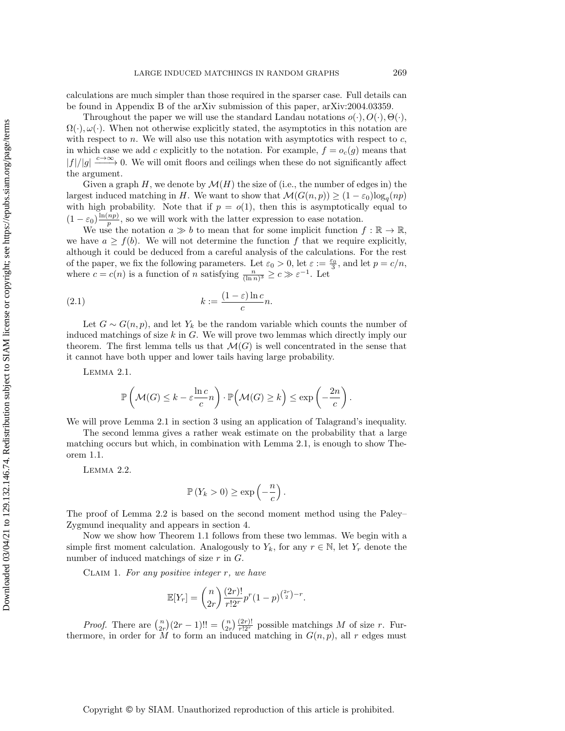calculations are much simpler than those required in the sparser case. Full details can be found in Appendix B of the arXiv submission of this paper, arXiv:2004.03359.

Throughout the paper we will use the standard Landau notations $o(\cdot), O(\cdot), \Theta(\cdot), \Omega(\cdot), \omega(\cdot)$. When not otherwise explicitly stated, the asymptotics in this notation are with respect to $n$. We will also use this notation with asymptotics with respect to $c$, in which case we add $c$ explicitly to the notation. For example, $f = o_c(g)$ means that $|f|/|g| \xrightarrow{c\to\infty} 0$. We will omit floors and ceilings when these do not significantly affect the argument.

Given a graph $H$, we denote by $\mathcal{M}(H)$ the size of (i.e., the number of edges in) the largest induced matching in $H$. We want to show that $\mathcal{M}(G(n,p)) \geq (1-\varepsilon_0)\log_q(np)$ with high probability. Note that if $p = o(1)$, then this is asymptotically equal to $(1-\varepsilon_0)\frac{\ln(np)}{p}$, so we will work with the latter expression to ease notation.

We use the notation $a \gg b$ to mean that for some implicit function $f : \mathbb{R} \to \mathbb{R}$, we have $a \geq f(b)$. We will not determine the function $f$ that we require explicitly, although it could be deduced from a careful analysis of the calculations. For the rest of the paper, we fix the following parameters. Let $\varepsilon_0 > 0$, let $\varepsilon := \frac{\varepsilon_0}{3}$, and let $p = c/n$, where $c = c(n)$ is a function of $n$ satisfying $\frac{n}{(\ln n)^3} \geq c \gg \varepsilon^{-1}$. Let

$$k := \frac{(1-\varepsilon)\ln c}{c}n. \tag{2.1}$$

Let $G \sim G(n,p)$, and let $Y_k$ be the random variable which counts the number of induced matchings of size $k$ in $G$. We will prove two lemmas which directly imply our theorem. The first lemma tells us that $\mathcal{M}(G)$ is well concentrated in the sense that it cannot have both upper and lower tails having large probability.

Lemma 2.1.

$$\mathbb{P}\left(\mathcal{M}(G) \leq k - \varepsilon\frac{\ln c}{c}n\right) \cdot \mathbb{P}\Big(\mathcal{M}(G) \geq k\Big) \leq \exp\left(-\frac{2n}{c}\right).$$

We will prove Lemma 2.1 in section 3 using an application of Talagrand's inequality.

The second lemma gives a rather weak estimate on the probability that a large matching occurs but which, in combination with Lemma 2.1, is enough to show Theorem 1.1.

Lemma 2.2.

$$\mathbb{P}\left(Y_k > 0\right) \geq \exp\left(-\frac{n}{c}\right).$$

The proof of Lemma 2.2 is based on the second moment method using the Paley–Zygmund inequality and appears in section 4.

Now we show how Theorem 1.1 follows from these two lemmas. We begin with a simple first moment calculation. Analogously to $Y_k$, for any $r \in \mathbb{N}$, let $Y_r$ denote the number of induced matchings of size $r$ in $G$.

Claim 1. *For any positive integer $r$, we have*

$$\mathbb{E}[Y_r] = \binom{n}{2r}\frac{(2r)!}{r!2^r}p^r(1-p)^{\binom{2r}{2}-r}.$$

*Proof.* There are $\binom{n}{2r}(2r-1)!! = \binom{n}{2r}\frac{(2r)!}{r!2^r}$ possible matchings $M$ of size $r$. Furthermore, in order for $M$ to form an induced matching in $G(n,p)$, all $r$ edges must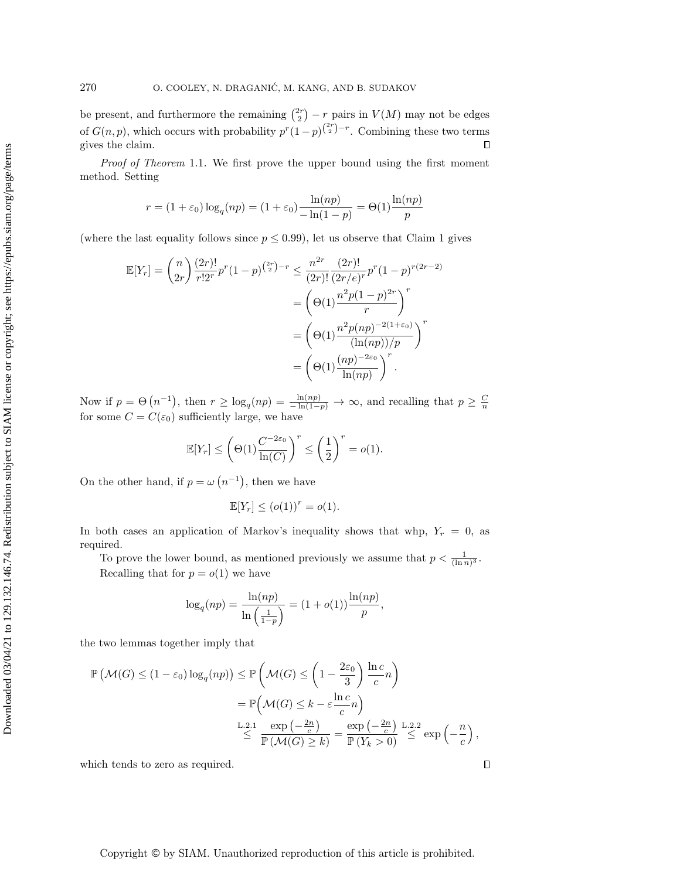be present, and furthermore the remaining $\binom{2r}{2} - r$ pairs in $V(M)$ may not be edges of $G(n,p)$, which occurs with probability $p^r(1-p)^{\binom{2r}{2}-r}$. Combining these two terms gives the claim. $\square$

*Proof of Theorem* 1.1. We first prove the upper bound using the first moment method. Setting

$$r = (1+\varepsilon_0)\log_q(np) = (1+\varepsilon_0)\frac{\ln(np)}{-\ln(1-p)} = \Theta(1)\frac{\ln(np)}{p}$$

(where the last equality follows since $p \le 0.99$), let us observe that Claim 1 gives

$$\begin{aligned}
\mathbb{E}[Y_r] = \binom{n}{2r}\frac{(2r)!}{r!2^r}p^r(1-p)^{\binom{2r}{2}-r} &\le \frac{n^{2r}}{(2r)!}\frac{(2r)!}{(2r/e)^r}p^r(1-p)^{r(2r-2)} \\
&= \left(\Theta(1)\frac{n^2p(1-p)^{2r}}{r}\right)^r \\
&= \left(\Theta(1)\frac{n^2p(np)^{-2(1+\varepsilon_0)}}{(\ln(np))/p}\right)^r \\
&= \left(\Theta(1)\frac{(np)^{-2\varepsilon_0}}{\ln(np)}\right)^r.
\end{aligned}$$

Now if $p = \Theta\left(n^{-1}\right)$, then $r \ge \log_q(np) = \frac{\ln(np)}{-\ln(1-p)} \to \infty$, and recalling that $p \ge \frac{C}{n}$ for some $C = C(\varepsilon_0)$ sufficiently large, we have

$$\mathbb{E}[Y_r] \le \left(\Theta(1)\frac{C^{-2\varepsilon_0}}{\ln(C)}\right)^r \le \left(\frac{1}{2}\right)^r = o(1).$$

On the other hand, if $p = \omega\left(n^{-1}\right)$, then we have

$$\mathbb{E}[Y_r] \le (o(1))^r = o(1).$$

In both cases an application of Markov's inequality shows that whp, $Y_r = 0$, as required.

To prove the lower bound, as mentioned previously we assume that $p < \frac{1}{(\ln n)^3}$. Recalling that for $p = o(1)$ we have

$$\log_q(np) = \frac{\ln(np)}{\ln\left(\frac{1}{1-p}\right)} = (1+o(1))\frac{\ln(np)}{p},$$

the two lemmas together imply that

$$\begin{aligned}
\mathbb{P}\left(\mathcal{M}(G) \le (1-\varepsilon_0)\log_q(np)\right) &\le \mathbb{P}\left(\mathcal{M}(G) \le \left(1 - \frac{2\varepsilon_0}{3}\right)\frac{\ln c}{c}n\right) \\
&= \mathbb{P}\Big(\mathcal{M}(G) \le k - \varepsilon\frac{\ln c}{c}n\Big) \\
&\overset{\text{L.2.1}}{\le} \frac{\exp\left(-\frac{2n}{c}\right)}{\mathbb{P}\left(\mathcal{M}(G) \ge k\right)} = \frac{\exp\left(-\frac{2n}{c}\right)}{\mathbb{P}\left(Y_k > 0\right)} \overset{\text{L.2.2}}{\le} \exp\left(-\frac{n}{c}\right),
\end{aligned}$$

which tends to zero as required. $\square$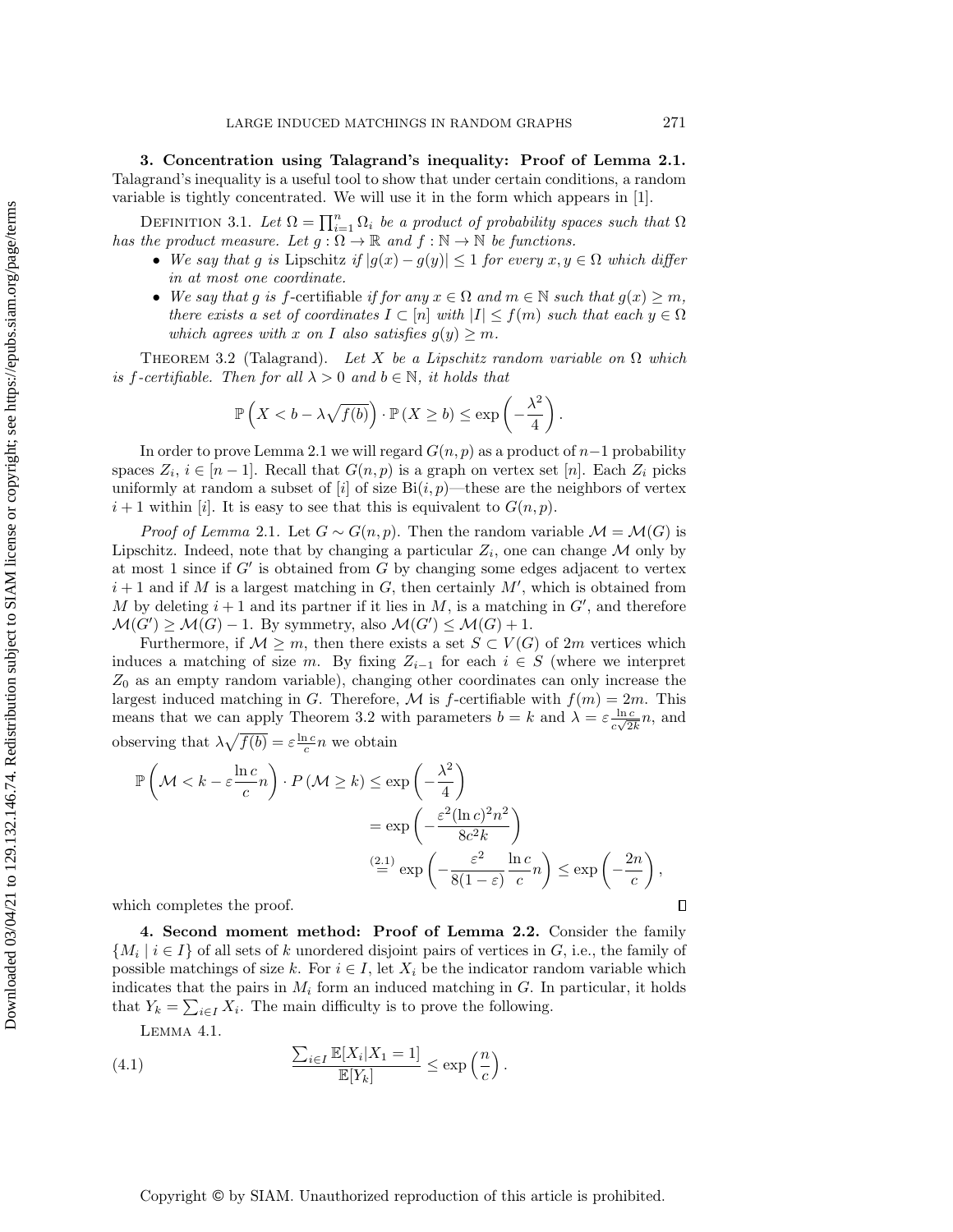**3. Concentration using Talagrand's inequality: Proof of Lemma 2.1.** Talagrand's inequality is a useful tool to show that under certain conditions, a random variable is tightly concentrated. We will use it in the form which appears in [1].

Definition 3.1. *Let $\Omega = \prod_{i=1}^n \Omega_i$ be a product of probability spaces such that $\Omega$ has the product measure. Let $g : \Omega \to \mathbb{R}$ and $f : \mathbb{N} \to \mathbb{N}$ be functions.*

- *We say that $g$ is* Lipschitz *if $|g(x) - g(y)| \leq 1$ for every $x, y \in \Omega$ which differ in at most one coordinate.*
- *We say that $g$ is* $f$-certifiable *if for any $x \in \Omega$ and $m \in \mathbb{N}$ such that $g(x) \geq m$, there exists a set of coordinates $I \subset [n]$ with $|I| \leq f(m)$ such that each $y \in \Omega$ which agrees with $x$ on $I$ also satisfies $g(y) \geq m$.*

Theorem 3.2 (Talagrand). *Let $X$ be a Lipschitz random variable on $\Omega$ which is $f$-certifiable. Then for all $\lambda > 0$ and $b \in \mathbb{N}$, it holds that*

$$\mathbb{P}\left(X < b - \lambda\sqrt{f(b)}\right) \cdot \mathbb{P}\left(X \geq b\right) \leq \exp\left(-\frac{\lambda^2}{4}\right).$$

In order to prove Lemma 2.1 we will regard $G(n,p)$ as a product of $n-1$ probability spaces $Z_i$, $i \in [n-1]$. Recall that $G(n,p)$ is a graph on vertex set $[n]$. Each $Z_i$ picks uniformly at random a subset of $[i]$ of size $\mathrm{Bi}(i,p)$—these are the neighbors of vertex $i+1$ within $[i]$. It is easy to see that this is equivalent to $G(n,p)$.

*Proof of Lemma* 2.1. Let $G \sim G(n,p)$. Then the random variable $\mathcal{M} = \mathcal{M}(G)$ is Lipschitz. Indeed, note that by changing a particular $Z_i$, one can change $\mathcal{M}$ only by at most 1 since if $G'$ is obtained from $G$ by changing some edges adjacent to vertex $i+1$ and if $M$ is a largest matching in $G$, then certainly $M'$, which is obtained from $M$ by deleting $i+1$ and its partner if it lies in $M$, is a matching in $G'$, and therefore $\mathcal{M}(G') \geq \mathcal{M}(G) - 1$. By symmetry, also $\mathcal{M}(G') \leq \mathcal{M}(G) + 1$.

Furthermore, if $\mathcal{M} \geq m$, then there exists a set $S \subset V(G)$ of $2m$ vertices which induces a matching of size $m$. By fixing $Z_{i-1}$ for each $i \in S$ (where we interpret $Z_0$ as an empty random variable), changing other coordinates can only increase the largest induced matching in $G$. Therefore, $\mathcal{M}$ is $f$-certifiable with $f(m) = 2m$. This means that we can apply Theorem 3.2 with parameters $b = k$ and $\lambda = \varepsilon \frac{\ln c}{c\sqrt{2k}} n$, and observing that $\lambda\sqrt{f(b)} = \varepsilon \frac{\ln c}{c} n$ we obtain

$$\begin{aligned}
\mathbb{P}\left(\mathcal{M} < k - \varepsilon\frac{\ln c}{c}n\right) \cdot P\left(\mathcal{M} \geq k\right) &\leq \exp\left(-\frac{\lambda^2}{4}\right) \\
&= \exp\left(-\frac{\varepsilon^2(\ln c)^2 n^2}{8c^2 k}\right) \\
&\overset{(2.1)}{=} \exp\left(-\frac{\varepsilon^2}{8(1-\varepsilon)}\frac{\ln c}{c}n\right) \leq \exp\left(-\frac{2n}{c}\right),
\end{aligned}$$

which completes the proof. $\square$

**4. Second moment method: Proof of Lemma 2.2.** Consider the family $\{M_i \mid i \in I\}$ of all sets of $k$ unordered disjoint pairs of vertices in $G$, i.e., the family of possible matchings of size $k$. For $i \in I$, let $X_i$ be the indicator random variable which indicates that the pairs in $M_i$ form an induced matching in $G$. In particular, it holds that $Y_k = \sum_{i \in I} X_i$. The main difficulty is to prove the following.

Lemma 4.1.

$$\frac{\sum_{i \in I} \mathbb{E}[X_i | X_1 = 1]}{\mathbb{E}[Y_k]} \leq \exp\left(\frac{n}{c}\right). \tag{4.1}$$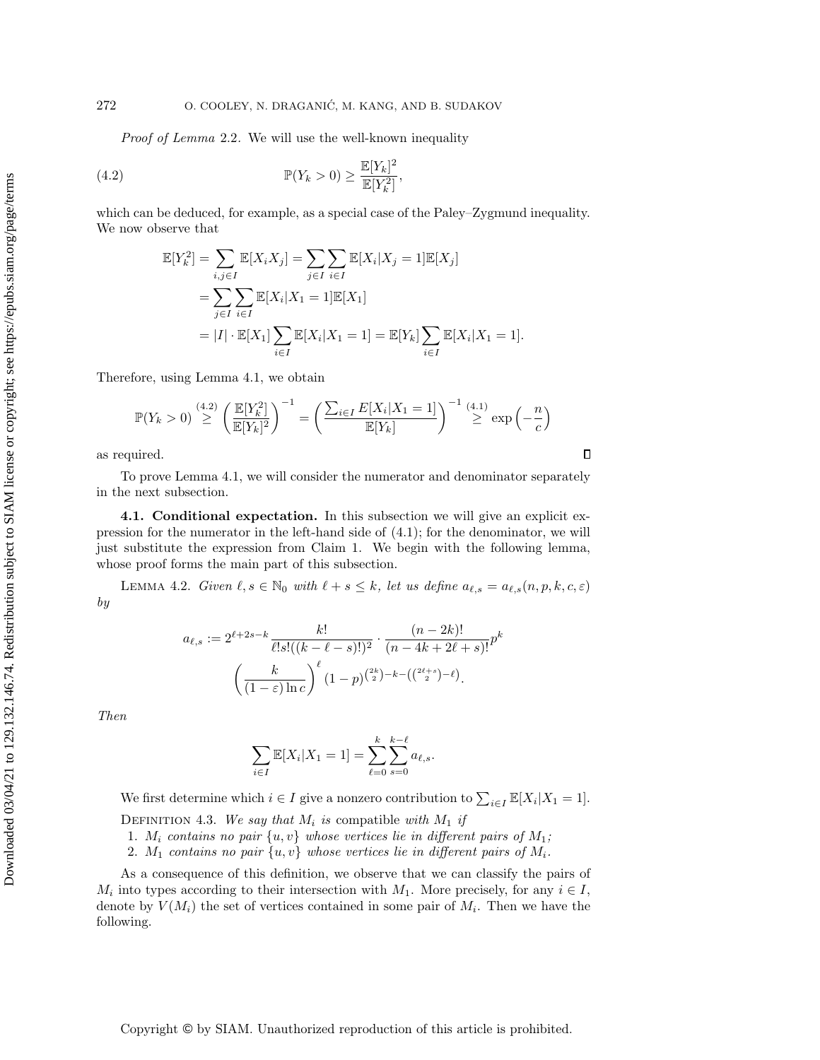*Proof of Lemma* 2.2. We will use the well-known inequality

$$\mathbb{P}(Y_k > 0) \geq \frac{\mathbb{E}[Y_k]^2}{\mathbb{E}[Y_k^2]}, \tag{4.2}$$

which can be deduced, for example, as a special case of the Paley–Zygmund inequality. We now observe that

$$\begin{aligned}
\mathbb{E}[Y_k^2] &= \sum_{i,j \in I} \mathbb{E}[X_i X_j] = \sum_{j \in I} \sum_{i \in I} \mathbb{E}[X_i | X_j = 1] \mathbb{E}[X_j] \\
&= \sum_{j \in I} \sum_{i \in I} \mathbb{E}[X_i | X_1 = 1] \mathbb{E}[X_1] \\
&= |I| \cdot \mathbb{E}[X_1] \sum_{i \in I} \mathbb{E}[X_i | X_1 = 1] = \mathbb{E}[Y_k] \sum_{i \in I} \mathbb{E}[X_i | X_1 = 1].
\end{aligned}$$

Therefore, using Lemma 4.1, we obtain

$$\mathbb{P}(Y_k > 0) \overset{(4.2)}{\geq} \left( \frac{\mathbb{E}[Y_k^2]}{\mathbb{E}[Y_k]^2} \right)^{-1} = \left( \frac{\sum_{i \in I} E[X_i | X_1 = 1]}{\mathbb{E}[Y_k]} \right)^{-1} \overset{(4.1)}{\geq} \exp\left( -\frac{n}{c} \right)$$

as required. ∎

To prove Lemma 4.1, we will consider the numerator and denominator separately in the next subsection.

**4.1. Conditional expectation.** In this subsection we will give an explicit expression for the numerator in the left-hand side of (4.1); for the denominator, we will just substitute the expression from Claim 1. We begin with the following lemma, whose proof forms the main part of this subsection.

LEMMA 4.2. *Given $\ell, s \in \mathbb{N}_0$ with $\ell + s \leq k$, let us define $a_{\ell,s} = a_{\ell,s}(n, p, k, c, \varepsilon)$ by*

$$a_{\ell,s} := 2^{\ell+2s-k} \frac{k!}{\ell! s! ((k-\ell-s)!)^2} \cdot \frac{(n-2k)!}{(n-4k+2\ell+s)!} p^k$$
$$\left( \frac{k}{(1-\varepsilon)\ln c} \right)^{\ell} (1-p)^{\binom{2k}{2} - k - \left(\binom{2\ell+s}{2} - \ell\right)}.$$

*Then*

$$\sum_{i \in I} \mathbb{E}[X_i | X_1 = 1] = \sum_{\ell=0}^{k} \sum_{s=0}^{k-\ell} a_{\ell,s}.$$

We first determine which $i \in I$ give a nonzero contribution to $\sum_{i \in I} \mathbb{E}[X_i | X_1 = 1]$.

DEFINITION 4.3. *We say that $M_i$ is* compatible *with $M_1$ if*

1. *$M_i$ contains no pair $\{u, v\}$ whose vertices lie in different pairs of $M_1$;*
2. *$M_1$ contains no pair $\{u, v\}$ whose vertices lie in different pairs of $M_i$.*

As a consequence of this definition, we observe that we can classify the pairs of $M_i$ into types according to their intersection with $M_1$. More precisely, for any $i \in I$, denote by $V(M_i)$ the set of vertices contained in some pair of $M_i$. Then we have the following.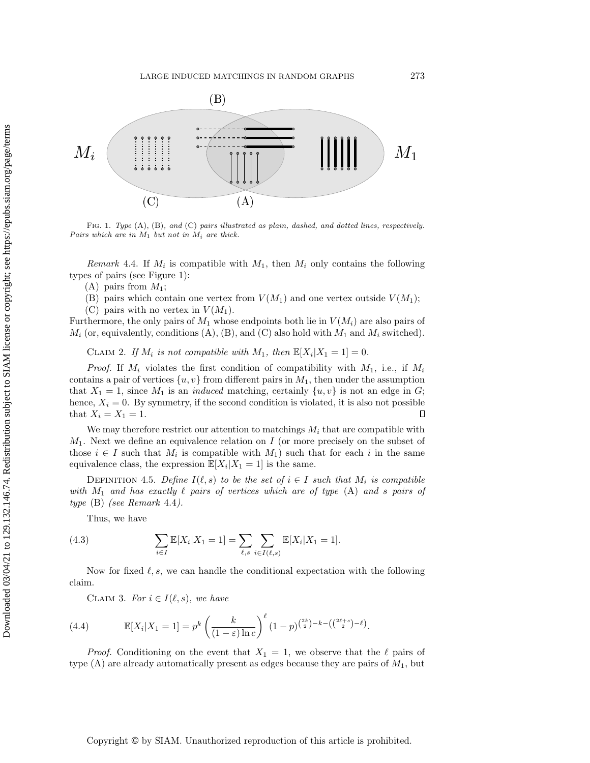Fig. 1. *Type* (A), (B), *and* (C) *pairs illustrated as plain, dashed, and dotted lines, respectively. Pairs which are in* $M_1$ *but not in* $M_i$ *are thick.*

*Remark* 4.4. If $M_i$ is compatible with $M_1$, then $M_i$ only contains the following types of pairs (see Figure 1):

(A) pairs from $M_1$;

(B) pairs which contain one vertex from $V(M_1)$ and one vertex outside $V(M_1)$;

(C) pairs with no vertex in $V(M_1)$.

Furthermore, the only pairs of $M_1$ whose endpoints both lie in $V(M_i)$ are also pairs of $M_i$ (or, equivalently, conditions (A), (B), and (C) also hold with $M_1$ and $M_i$ switched).

Claim 2. *If $M_i$ is not compatible with $M_1$, then $\mathbb{E}[X_i|X_1 = 1] = 0$.*

*Proof.* If $M_i$ violates the first condition of compatibility with $M_1$, i.e., if $M_i$ contains a pair of vertices $\{u, v\}$ from different pairs in $M_1$, then under the assumption that $X_1 = 1$, since $M_1$ is an *induced* matching, certainly $\{u, v\}$ is not an edge in $G$; hence, $X_i = 0$. By symmetry, if the second condition is violated, it is also not possible that $X_i = X_1 = 1$. $\square$

We may therefore restrict our attention to matchings $M_i$ that are compatible with $M_1$. Next we define an equivalence relation on $I$ (or more precisely on the subset of those $i \in I$ such that $M_i$ is compatible with $M_1$) such that for each $i$ in the same equivalence class, the expression $\mathbb{E}[X_i|X_1 = 1]$ is the same.

Definition 4.5. *Define $I(\ell, s)$ to be the set of $i \in I$ such that $M_i$ is compatible with $M_1$ and has exactly $\ell$ pairs of vertices which are of type* (A) *and $s$ pairs of type* (B) *(see Remark* 4.4*).*

Thus, we have

$$\sum_{i \in I} \mathbb{E}[X_i|X_1 = 1] = \sum_{\ell, s} \sum_{i \in I(\ell, s)} \mathbb{E}[X_i|X_1 = 1]. \tag{4.3}$$

Now for fixed $\ell, s$, we can handle the conditional expectation with the following claim.

Claim 3. *For $i \in I(\ell, s)$, we have*

$$\mathbb{E}[X_i|X_1 = 1] = p^k \left(\frac{k}{(1-\varepsilon)\ln c}\right)^{\ell} (1-p)^{\binom{2k}{2} - k - \left(\binom{2\ell + s}{2} - \ell\right)}. \tag{4.4}$$

*Proof.* Conditioning on the event that $X_1 = 1$, we observe that the $\ell$ pairs of type (A) are already automatically present as edges because they are pairs of $M_1$, but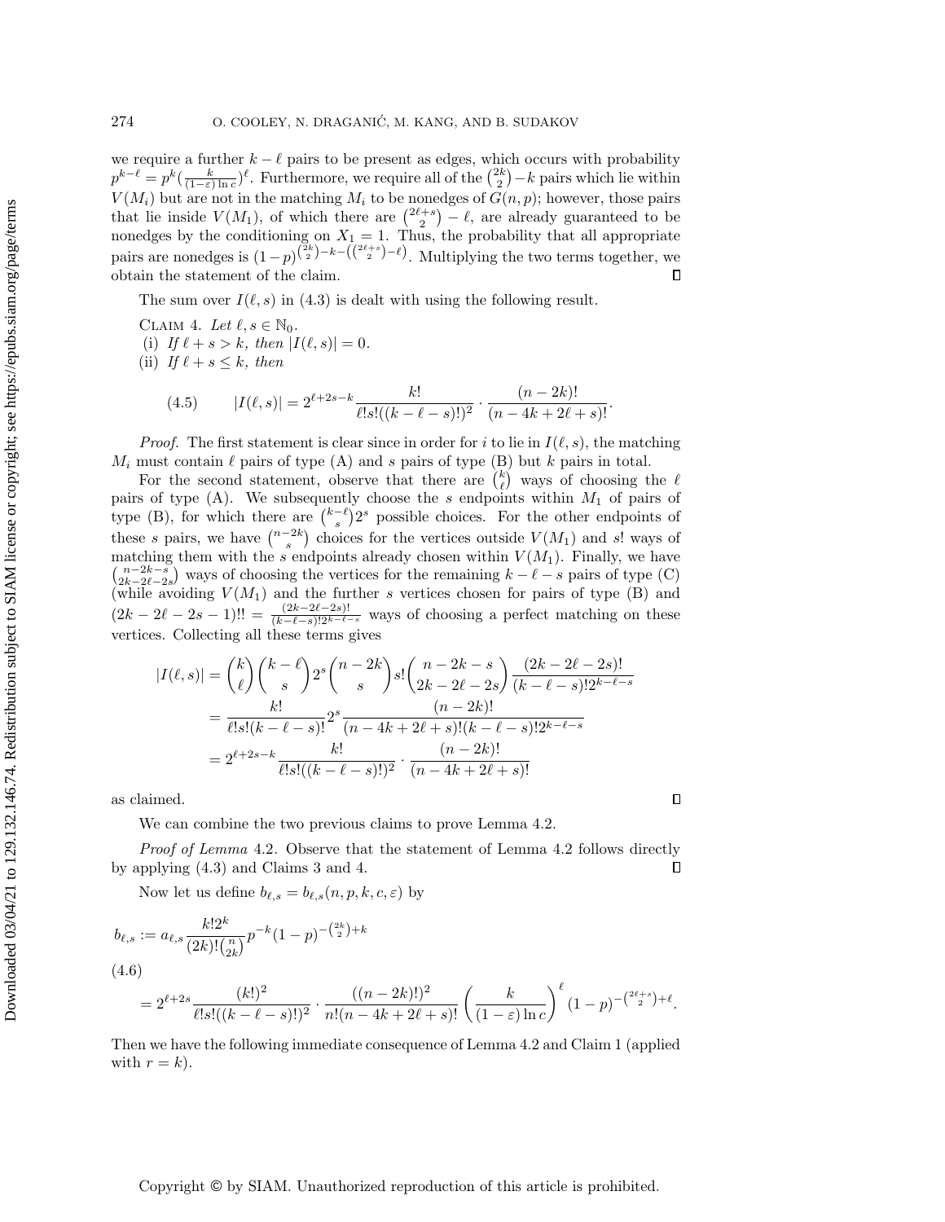we require a further $k-\ell$ pairs to be present as edges, which occurs with probability $p^{k-\ell} = p^k(\frac{k}{(1-\varepsilon)\ln c})^\ell$. Furthermore, we require all of the $\binom{2k}{2}-k$ pairs which lie within $V(M_i)$ but are not in the matching $M_i$ to be nonedges of $G(n,p)$; however, those pairs that lie inside $V(M_1)$, of which there are $\binom{2\ell+s}{2}-\ell$, are already guaranteed to be nonedges by the conditioning on $X_1 = 1$. Thus, the probability that all appropriate pairs are nonedges is $(1-p)^{\binom{2k}{2}-k-(\binom{2\ell+s}{2}-\ell)}$. Multiplying the two terms together, we obtain the statement of the claim. ∎

The sum over $I(\ell,s)$ in (4.3) is dealt with using the following result.

Claim 4. *Let $\ell, s \in \mathbb{N}_0$.*
(i) *If $\ell + s > k$, then $|I(\ell,s)| = 0$.*
(ii) *If $\ell + s \le k$, then*

$$|I(\ell,s)| = 2^{\ell+2s-k}\frac{k!}{\ell!s!((k-\ell-s)!)^2}\cdot\frac{(n-2k)!}{(n-4k+2\ell+s)!}. \tag{4.5}$$

*Proof.* The first statement is clear since in order for $i$ to lie in $I(\ell,s)$, the matching $M_i$ must contain $\ell$ pairs of type (A) and $s$ pairs of type (B) but $k$ pairs in total.

For the second statement, observe that there are $\binom{k}{\ell}$ ways of choosing the $\ell$ pairs of type (A). We subsequently choose the $s$ endpoints within $M_1$ of pairs of type (B), for which there are $\binom{k-\ell}{s}2^s$ possible choices. For the other endpoints of these $s$ pairs, we have $\binom{n-2k}{s}$ choices for the vertices outside $V(M_1)$ and $s!$ ways of matching them with the $s$ endpoints already chosen within $V(M_1)$. Finally, we have $\binom{n-2k-s}{2k-2\ell-2s}$ ways of choosing the vertices for the remaining $k-\ell-s$ pairs of type (C) (while avoiding $V(M_1)$ and the further $s$ vertices chosen for pairs of type (B) and $(2k-2\ell-2s-1)!! = \frac{(2k-2\ell-2s)!}{(k-\ell-s)!2^{k-\ell-s}}$ ways of choosing a perfect matching on these vertices. Collecting all these terms gives

$$\begin{aligned}
|I(\ell,s)| &= \binom{k}{\ell}\binom{k-\ell}{s}2^s\binom{n-2k}{s}s!\binom{n-2k-s}{2k-2\ell-2s}\frac{(2k-2\ell-2s)!}{(k-\ell-s)!2^{k-\ell-s}}\\
&= \frac{k!}{\ell!s!(k-\ell-s)!}2^s\frac{(n-2k)!}{(n-4k+2\ell+s)!(k-\ell-s)!2^{k-\ell-s}}\\
&= 2^{\ell+2s-k}\frac{k!}{\ell!s!((k-\ell-s)!)^2}\cdot\frac{(n-2k)!}{(n-4k+2\ell+s)!}
\end{aligned}$$

as claimed. ∎

We can combine the two previous claims to prove Lemma 4.2.

*Proof of Lemma* 4.2. Observe that the statement of Lemma 4.2 follows directly by applying (4.3) and Claims 3 and 4. ∎

Now let us define $b_{\ell,s} = b_{\ell,s}(n,p,k,c,\varepsilon)$ by

$$\begin{aligned}
b_{\ell,s} &:= a_{\ell,s}\frac{k!2^k}{(2k)!\binom{n}{2k}}p^{-k}(1-p)^{-\binom{2k}{2}+k}\\
&= 2^{\ell+2s}\frac{(k!)^2}{\ell!s!((k-\ell-s)!)^2}\cdot\frac{((n-2k)!)^2}{n!(n-4k+2\ell+s)!}\left(\frac{k}{(1-\varepsilon)\ln c}\right)^\ell(1-p)^{-\binom{2\ell+s}{2}+\ell}.
\end{aligned} \tag{4.6}$$

Then we have the following immediate consequence of Lemma 4.2 and Claim 1 (applied with $r = k$).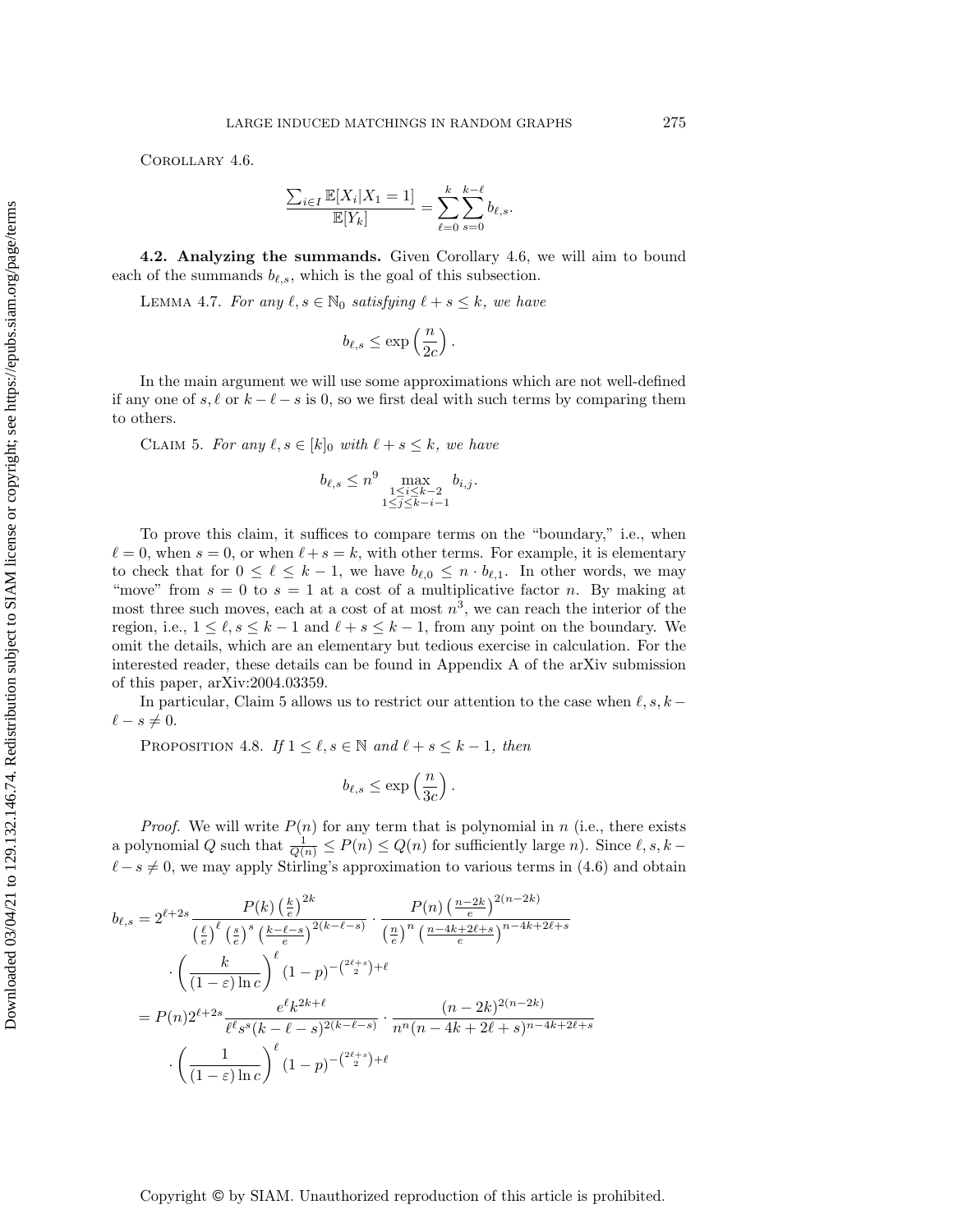COROLLARY 4.6.

$$\frac{\sum_{i \in I} \mathbb{E}[X_i | X_1 = 1]}{\mathbb{E}[Y_k]} = \sum_{\ell=0}^{k} \sum_{s=0}^{k-\ell} b_{\ell,s}.$$

**4.2. Analyzing the summands.** Given Corollary 4.6, we will aim to bound each of the summands $b_{\ell,s}$, which is the goal of this subsection.

LEMMA 4.7. *For any $\ell, s \in \mathbb{N}_0$ satisfying $\ell + s \leq k$, we have*

$$b_{\ell,s} \leq \exp\left(\frac{n}{2c}\right).$$

In the main argument we will use some approximations which are not well-defined if any one of $s, \ell$ or $k - \ell - s$ is 0, so we first deal with such terms by comparing them to others.

CLAIM 5. *For any $\ell, s \in [k]_0$ with $\ell + s \leq k$, we have*

$$b_{\ell,s} \leq n^9 \max_{\substack{1 \leq i \leq k-2 \\ 1 \leq j \leq k-i-1}} b_{i,j}.$$

To prove this claim, it suffices to compare terms on the "boundary," i.e., when $\ell = 0$, when $s = 0$, or when $\ell + s = k$, with other terms. For example, it is elementary to check that for $0 \leq \ell \leq k-1$, we have $b_{\ell,0} \leq n \cdot b_{\ell,1}$. In other words, we may "move" from $s = 0$ to $s = 1$ at a cost of a multiplicative factor $n$. By making at most three such moves, each at a cost of at most $n^3$, we can reach the interior of the region, i.e., $1 \leq \ell, s \leq k-1$ and $\ell + s \leq k-1$, from any point on the boundary. We omit the details, which are an elementary but tedious exercise in calculation. For the interested reader, these details can be found in Appendix A of the arXiv submission of this paper, arXiv:2004.03359.

In particular, Claim 5 allows us to restrict our attention to the case when $\ell, s, k - \ell - s \neq 0$.

PROPOSITION 4.8. *If $1 \leq \ell, s \in \mathbb{N}$ and $\ell + s \leq k - 1$, then*

$$b_{\ell,s} \leq \exp\left(\frac{n}{3c}\right).$$

*Proof.* We will write $P(n)$ for any term that is polynomial in $n$ (i.e., there exists a polynomial $Q$ such that $\frac{1}{Q(n)} \leq P(n) \leq Q(n)$ for sufficiently large $n$). Since $\ell, s, k - \ell - s \neq 0$, we may apply Stirling's approximation to various terms in (4.6) and obtain

$$\begin{aligned}
b_{\ell,s} &= 2^{\ell+2s} \frac{P(k)\left(\frac{k}{e}\right)^{2k}}{\left(\frac{\ell}{e}\right)^{\ell}\left(\frac{s}{e}\right)^{s}\left(\frac{k-\ell-s}{e}\right)^{2(k-\ell-s)}} \cdot \frac{P(n)\left(\frac{n-2k}{e}\right)^{2(n-2k)}}{\left(\frac{n}{e}\right)^{n}\left(\frac{n-4k+2\ell+s}{e}\right)^{n-4k+2\ell+s}} \\
&\quad \cdot \left(\frac{k}{(1-\varepsilon)\ln c}\right)^{\ell} (1-p)^{-\binom{2\ell+s}{2}+\ell} \\
&= P(n) 2^{\ell+2s} \frac{e^{\ell} k^{2k+\ell}}{\ell^{\ell} s^{s} (k-\ell-s)^{2(k-\ell-s)}} \cdot \frac{(n-2k)^{2(n-2k)}}{n^{n}(n-4k+2\ell+s)^{n-4k+2\ell+s}} \\
&\quad \cdot \left(\frac{1}{(1-\varepsilon)\ln c}\right)^{\ell} (1-p)^{-\binom{2\ell+s}{2}+\ell}
\end{aligned}$$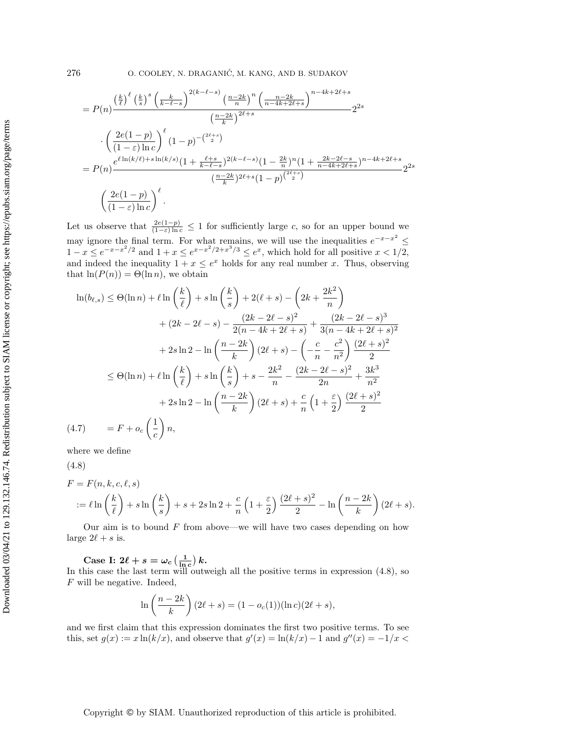$$
= P(n)\frac{\left(\frac{k}{\ell}\right)^{\ell}\left(\frac{k}{s}\right)^{s}\left(\frac{k}{k-\ell-s}\right)^{2(k-\ell-s)}\left(\frac{n-2k}{n}\right)^{n}\left(\frac{n-2k}{n-4k+2\ell+s}\right)^{n-4k+2\ell+s}}{\left(\frac{n-2k}{k}\right)^{2\ell+s}}2^{2s}
$$

$$
\cdot\left(\frac{2e(1-p)}{(1-\varepsilon)\ln c}\right)^{\ell}(1-p)^{-\binom{2\ell+s}{2}}
$$

$$
= P(n)\frac{e^{\ell\ln(k/\ell)+s\ln(k/s)}(1+\frac{\ell+s}{k-\ell-s})^{2(k-\ell-s)}(1-\frac{2k}{n})^{n}(1+\frac{2k-2\ell-s}{n-4k+2\ell+s})^{n-4k+2\ell+s}}{(\frac{n-2k}{k})^{2\ell+s}(1-p)^{\binom{2\ell+s}{2}}}2^{2s}
$$

$$
\left(\frac{2e(1-p)}{(1-\varepsilon)\ln c}\right)^{\ell}.
$$

Let us observe that $\frac{2e(1-p)}{(1-\varepsilon)\ln c} \leq 1$ for sufficiently large $c$, so for an upper bound we may ignore the final term. For what remains, we will use the inequalities $e^{-x-x^2} \leq 1-x \leq e^{-x-x^2/2}$ and $1+x \leq e^{x-x^2/2+x^3/3} \leq e^{x}$, which hold for all positive $x < 1/2$, and indeed the inequality $1+x \leq e^{x}$ holds for any real number $x$. Thus, observing that $\ln(P(n)) = \Theta(\ln n)$, we obtain

$$
\begin{aligned}
\ln(b_{\ell,s}) \leq{}& \Theta(\ln n) + \ell\ln\left(\frac{k}{\ell}\right) + s\ln\left(\frac{k}{s}\right) + 2(\ell+s) - \left(2k + \frac{2k^2}{n}\right)\\
&+ (2k-2\ell-s) - \frac{(2k-2\ell-s)^2}{2(n-4k+2\ell+s)} + \frac{(2k-2\ell-s)^3}{3(n-4k+2\ell+s)^2}\\
&+ 2s\ln 2 - \ln\left(\frac{n-2k}{k}\right)(2\ell+s) - \left(-\frac{c}{n} - \frac{c^2}{n^2}\right)\frac{(2\ell+s)^2}{2}\\
\leq{}& \Theta(\ln n) + \ell\ln\left(\frac{k}{\ell}\right) + s\ln\left(\frac{k}{s}\right) + s - \frac{2k^2}{n} - \frac{(2k-2\ell-s)^2}{2n} + \frac{3k^3}{n^2}\\
&+ 2s\ln 2 - \ln\left(\frac{n-2k}{k}\right)(2\ell+s) + \frac{c}{n}\left(1+\frac{\varepsilon}{2}\right)\frac{(2\ell+s)^2}{2}
\end{aligned}
$$

$$
= F + o_c\left(\frac{1}{c}\right)n, \tag{4.7}
$$

where we define

$$
\begin{aligned}
&F = F(n,k,c,\ell,s)\\
&:= \ell\ln\left(\frac{k}{\ell}\right) + s\ln\left(\frac{k}{s}\right) + s + 2s\ln 2 + \frac{c}{n}\left(1+\frac{\varepsilon}{2}\right)\frac{(2\ell+s)^2}{2} - \ln\left(\frac{n-2k}{k}\right)(2\ell+s).
\end{aligned} \tag{4.8}
$$

Our aim is to bound $F$ from above—we will have two cases depending on how large $2\ell+s$ is.

**Case I: $2\ell + s = \omega_c\left(\frac{1}{\ln c}\right)k$.**
In this case the last term will outweigh all the positive terms in expression (4.8), so $F$ will be negative. Indeed,

$$
\ln\left(\frac{n-2k}{k}\right)(2\ell+s) = (1-o_c(1))(\ln c)(2\ell+s),
$$

and we first claim that this expression dominates the first two positive terms. To see this, set $g(x) := x\ln(k/x)$, and observe that $g'(x) = \ln(k/x) - 1$ and $g''(x) = -1/x <$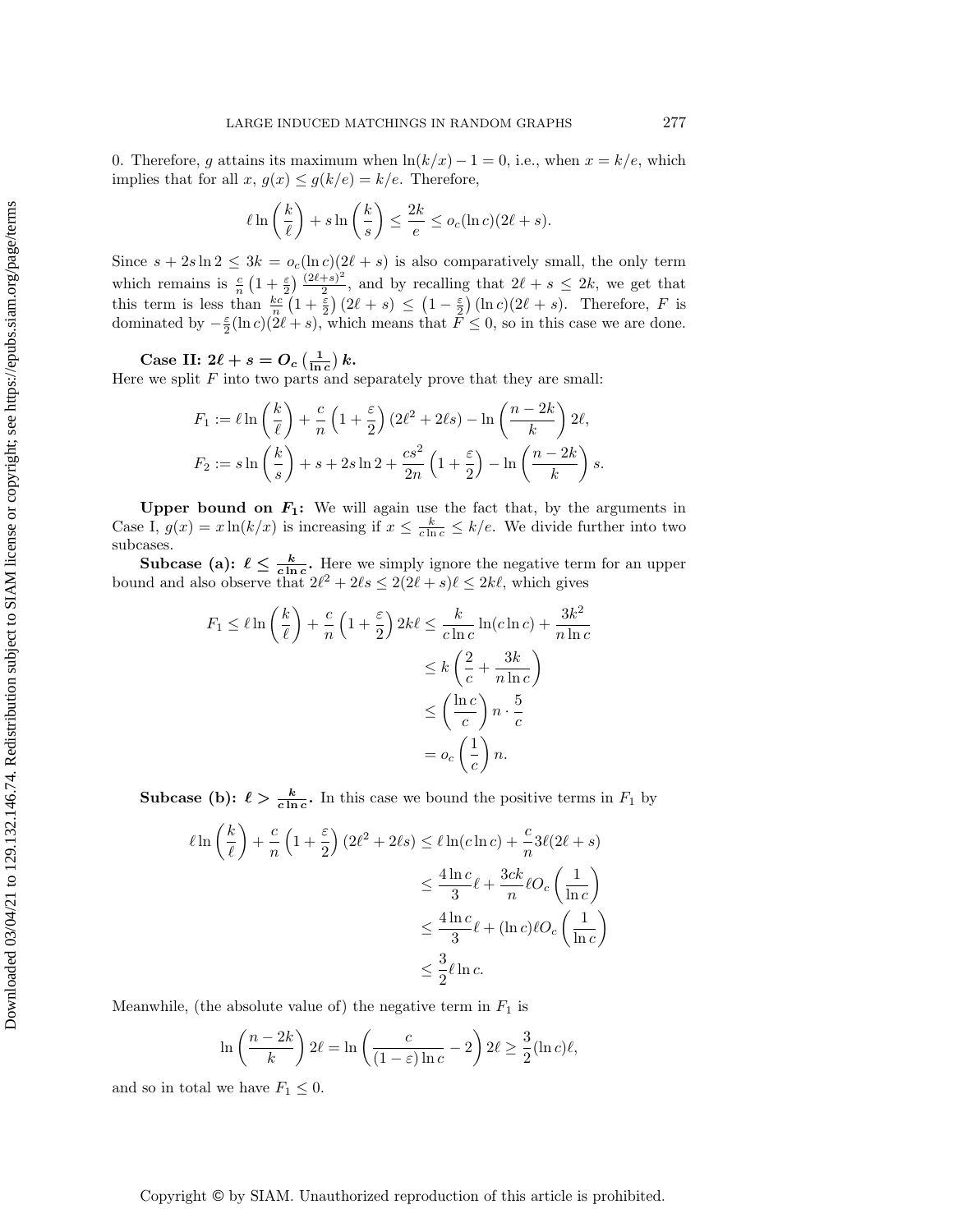0. Therefore, $g$ attains its maximum when $\ln(k/x) - 1 = 0$, i.e., when $x = k/e$, which implies that for all $x$, $g(x) \le g(k/e) = k/e$. Therefore,

$$\ell \ln\left(\frac{k}{\ell}\right) + s\ln\left(\frac{k}{s}\right) \le \frac{2k}{e} \le o_c(\ln c)(2\ell + s).$$

Since $s + 2s\ln 2 \le 3k = o_c(\ln c)(2\ell + s)$ is also comparatively small, the only term which remains is $\frac{c}{n}\left(1 + \frac{\varepsilon}{2}\right)\frac{(2\ell+s)^2}{2}$, and by recalling that $2\ell + s \le 2k$, we get that this term is less than $\frac{kc}{n}\left(1 + \frac{\varepsilon}{2}\right)(2\ell + s) \le \left(1 - \frac{\varepsilon}{2}\right)(\ln c)(2\ell + s)$. Therefore, $F$ is dominated by $-\frac{\varepsilon}{2}(\ln c)(2\ell + s)$, which means that $F \le 0$, so in this case we are done.

**Case II: $2\ell + s = O_c\left(\frac{1}{\ln c}\right)k$.**
Here we split $F$ into two parts and separately prove that they are small:

$$F_1 := \ell \ln\left(\frac{k}{\ell}\right) + \frac{c}{n}\left(1 + \frac{\varepsilon}{2}\right)(2\ell^2 + 2\ell s) - \ln\left(\frac{n-2k}{k}\right)2\ell,$$

$$F_2 := s\ln\left(\frac{k}{s}\right) + s + 2s\ln 2 + \frac{cs^2}{2n}\left(1 + \frac{\varepsilon}{2}\right) - \ln\left(\frac{n-2k}{k}\right)s.$$

**Upper bound on $F_1$:** We will again use the fact that, by the arguments in Case I, $g(x) = x\ln(k/x)$ is increasing if $x \le \frac{k}{c\ln c} \le k/e$. We divide further into two subcases.

**Subcase (a): $\ell \le \frac{k}{c\ln c}$.** Here we simply ignore the negative term for an upper bound and also observe that $2\ell^2 + 2\ell s \le 2(2\ell + s)\ell \le 2k\ell$, which gives

$$\begin{aligned}
F_1 \le \ell\ln\left(\frac{k}{\ell}\right) + \frac{c}{n}\left(1 + \frac{\varepsilon}{2}\right)2k\ell &\le \frac{k}{c\ln c}\ln(c\ln c) + \frac{3k^2}{n\ln c} \\
&\le k\left(\frac{2}{c} + \frac{3k}{n\ln c}\right) \\
&\le \left(\frac{\ln c}{c}\right)n \cdot \frac{5}{c} \\
&= o_c\left(\frac{1}{c}\right)n.
\end{aligned}$$

**Subcase (b): $\ell > \frac{k}{c\ln c}$.** In this case we bound the positive terms in $F_1$ by

$$\begin{aligned}
\ell\ln\left(\frac{k}{\ell}\right) + \frac{c}{n}\left(1 + \frac{\varepsilon}{2}\right)(2\ell^2 + 2\ell s) &\le \ell\ln(c\ln c) + \frac{c}{n}3\ell(2\ell + s) \\
&\le \frac{4\ln c}{3}\ell + \frac{3ck}{n}\ell O_c\left(\frac{1}{\ln c}\right) \\
&\le \frac{4\ln c}{3}\ell + (\ln c)\ell O_c\left(\frac{1}{\ln c}\right) \\
&\le \frac{3}{2}\ell\ln c.
\end{aligned}$$

Meanwhile, (the absolute value of) the negative term in $F_1$ is

$$\ln\left(\frac{n-2k}{k}\right)2\ell = \ln\left(\frac{c}{(1-\varepsilon)\ln c} - 2\right)2\ell \ge \frac{3}{2}(\ln c)\ell,$$

and so in total we have $F_1 \le 0$.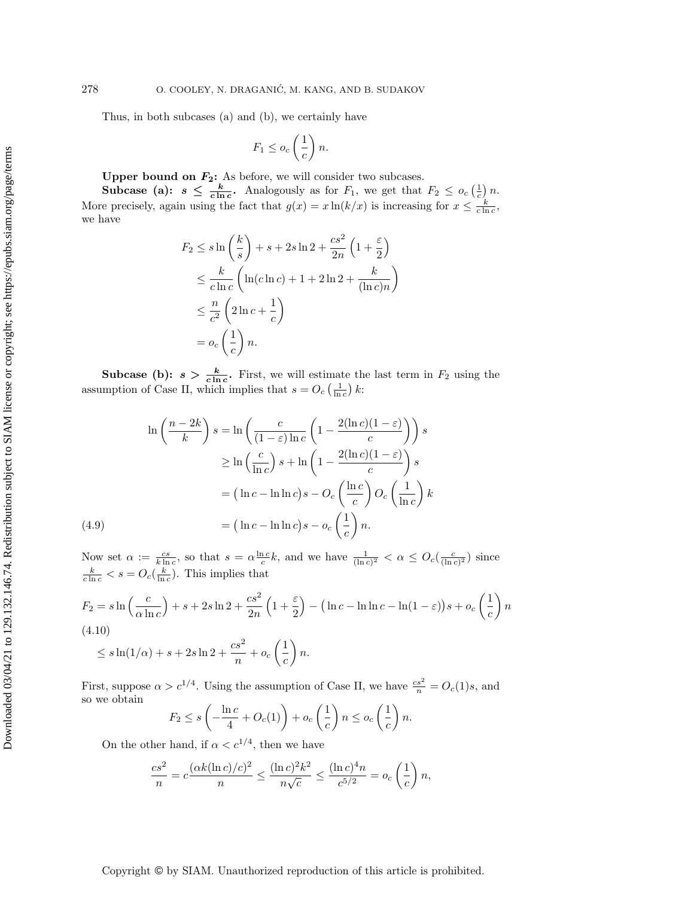Thus, in both subcases (a) and (b), we certainly have

$$F_1 \le o_c\left(\frac{1}{c}\right) n.$$

**Upper bound on $F_2$:** As before, we will consider two subcases.

**Subcase (a): $s \le \frac{k}{c\ln c}$.** Analogously as for $F_1$, we get that $F_2 \le o_c\left(\frac{1}{c}\right) n$. More precisely, again using the fact that $g(x) = x\ln(k/x)$ is increasing for $x \le \frac{k}{c\ln c}$, we have

$$\begin{aligned}
F_2 &\le s\ln\left(\frac{k}{s}\right) + s + 2s\ln 2 + \frac{cs^2}{2n}\left(1+\frac{\varepsilon}{2}\right)\\
&\le \frac{k}{c\ln c}\left(\ln(c\ln c) + 1 + 2\ln 2 + \frac{k}{(\ln c)n}\right)\\
&\le \frac{n}{c^2}\left(2\ln c + \frac{1}{c}\right)\\
&= o_c\left(\frac{1}{c}\right) n.
\end{aligned}$$

**Subcase (b): $s > \frac{k}{c\ln c}$.** First, we will estimate the last term in $F_2$ using the assumption of Case II, which implies that $s = O_c\left(\frac{1}{\ln c}\right) k$:

$$\begin{aligned}
\ln\left(\frac{n-2k}{k}\right) s &= \ln\left(\frac{c}{(1-\varepsilon)\ln c}\left(1 - \frac{2(\ln c)(1-\varepsilon)}{c}\right)\right) s\\
&\ge \ln\left(\frac{c}{\ln c}\right) s + \ln\left(1 - \frac{2(\ln c)(1-\varepsilon)}{c}\right) s\\
&= \big(\ln c - \ln\ln c\big)s - O_c\left(\frac{\ln c}{c}\right) O_c\left(\frac{1}{\ln c}\right) k\\
&= \big(\ln c - \ln\ln c\big)s - o_c\left(\frac{1}{c}\right) n. \qquad (4.9)
\end{aligned}$$

Now set $\alpha := \frac{cs}{k\ln c}$, so that $s = \alpha\frac{\ln c}{c}k$, and we have $\frac{1}{(\ln c)^2} < \alpha \le O_c(\frac{c}{(\ln c)^2})$ since $\frac{k}{c\ln c} < s = O_c(\frac{k}{\ln c})$. This implies that

$$\begin{aligned}
F_2 &= s\ln\left(\frac{c}{\alpha\ln c}\right) + s + 2s\ln 2 + \frac{cs^2}{2n}\left(1+\frac{\varepsilon}{2}\right) - \big(\ln c - \ln\ln c - \ln(1-\varepsilon)\big)s + o_c\left(\frac{1}{c}\right) n \qquad (4.10)\\
&\le s\ln(1/\alpha) + s + 2s\ln 2 + \frac{cs^2}{n} + o_c\left(\frac{1}{c}\right) n.
\end{aligned}$$

First, suppose $\alpha > c^{1/4}$. Using the assumption of Case II, we have $\frac{cs^2}{n} = O_c(1)s$, and so we obtain

$$F_2 \le s\left(-\frac{\ln c}{4} + O_c(1)\right) + o_c\left(\frac{1}{c}\right) n \le o_c\left(\frac{1}{c}\right) n.$$

On the other hand, if $\alpha < c^{1/4}$, then we have

$$\frac{cs^2}{n} = c\frac{(\alpha k(\ln c)/c)^2}{n} \le \frac{(\ln c)^2 k^2}{n\sqrt{c}} \le \frac{(\ln c)^4 n}{c^{5/2}} = o_c\left(\frac{1}{c}\right) n,$$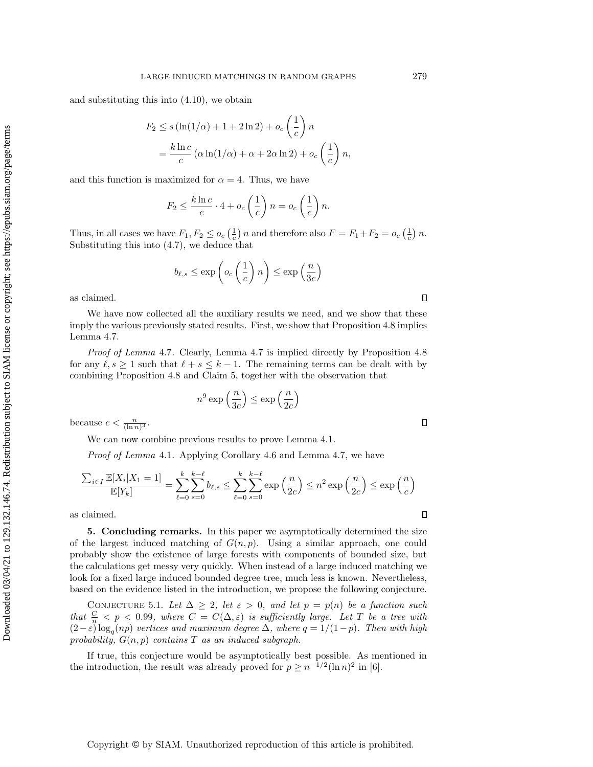and substituting this into (4.10), we obtain

$$
\begin{aligned}
F_2 &\le s\left(\ln(1/\alpha)+1+2\ln 2\right)+o_c\left(\frac{1}{c}\right)n \\
&= \frac{k\ln c}{c}\left(\alpha\ln(1/\alpha)+\alpha+2\alpha\ln 2\right)+o_c\left(\frac{1}{c}\right)n,
\end{aligned}
$$

and this function is maximized for $\alpha = 4$. Thus, we have

$$
F_2 \le \frac{k\ln c}{c}\cdot 4 + o_c\left(\frac{1}{c}\right)n = o_c\left(\frac{1}{c}\right)n.
$$

Thus, in all cases we have $F_1, F_2 \le o_c\left(\frac{1}{c}\right)n$ and therefore also $F = F_1+F_2 = o_c\left(\frac{1}{c}\right)n$. Substituting this into (4.7), we deduce that

$$
b_{\ell,s} \le \exp\left(o_c\left(\frac{1}{c}\right)n\right) \le \exp\left(\frac{n}{3c}\right)
$$

as claimed. ∎

We have now collected all the auxiliary results we need, and we show that these imply the various previously stated results. First, we show that Proposition 4.8 implies Lemma 4.7.

*Proof of Lemma* 4.7. Clearly, Lemma 4.7 is implied directly by Proposition 4.8 for any $\ell, s \ge 1$ such that $\ell + s \le k-1$. The remaining terms can be dealt with by combining Proposition 4.8 and Claim 5, together with the observation that

$$
n^9 \exp\left(\frac{n}{3c}\right) \le \exp\left(\frac{n}{2c}\right)
$$

because $c < \frac{n}{(\ln n)^3}$. ∎

We can now combine previous results to prove Lemma 4.1.

*Proof of Lemma* 4.1. Applying Corollary 4.6 and Lemma 4.7, we have

$$
\frac{\sum_{i\in I}\mathbb{E}[X_i|X_1=1]}{\mathbb{E}[Y_k]} = \sum_{\ell=0}^{k}\sum_{s=0}^{k-\ell} b_{\ell,s} \le \sum_{\ell=0}^{k}\sum_{s=0}^{k-\ell}\exp\left(\frac{n}{2c}\right) \le n^2\exp\left(\frac{n}{2c}\right) \le \exp\left(\frac{n}{c}\right)
$$

as claimed. ∎

**5. Concluding remarks.** In this paper we asymptotically determined the size of the largest induced matching of $G(n,p)$. Using a similar approach, one could probably show the existence of large forests with components of bounded size, but the calculations get messy very quickly. When instead of a large induced matching we look for a fixed large induced bounded degree tree, much less is known. Nevertheless, based on the evidence listed in the introduction, we propose the following conjecture.

CONJECTURE 5.1. *Let $\Delta \ge 2$, let $\varepsilon > 0$, and let $p = p(n)$ be a function such that $\frac{C}{n} < p < 0.99$, where $C = C(\Delta,\varepsilon)$ is sufficiently large. Let $T$ be a tree with $(2-\varepsilon)\log_q(np)$ vertices and maximum degree $\Delta$, where $q = 1/(1-p)$. Then with high probability, $G(n,p)$ contains $T$ as an induced subgraph.*

If true, this conjecture would be asymptotically best possible. As mentioned in the introduction, the result was already proved for $p \ge n^{-1/2}(\ln n)^2$ in [6].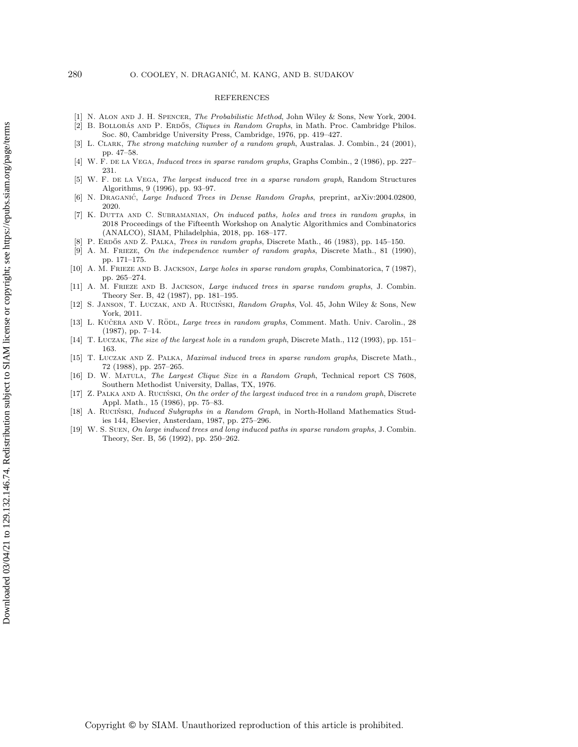## REFERENCES

[1] N. Alon and J. H. Spencer, *The Probabilistic Method*, John Wiley & Sons, New York, 2004.

[2] B. Bollobás and P. Erdős, *Cliques in Random Graphs*, in Math. Proc. Cambridge Philos. Soc. 80, Cambridge University Press, Cambridge, 1976, pp. 419–427.

[3] L. Clark, *The strong matching number of a random graph*, Australas. J. Combin., 24 (2001), pp. 47–58.

[4] W. F. de la Vega, *Induced trees in sparse random graphs*, Graphs Combin., 2 (1986), pp. 227–231.

[5] W. F. de la Vega, *The largest induced tree in a sparse random graph*, Random Structures Algorithms, 9 (1996), pp. 93–97.

[6] N. Draganić, *Large Induced Trees in Dense Random Graphs*, preprint, arXiv:2004.02800, 2020.

[7] K. Dutta and C. Subramanian, *On induced paths, holes and trees in random graphs*, in 2018 Proceedings of the Fifteenth Workshop on Analytic Algorithmics and Combinatorics (ANALCO), SIAM, Philadelphia, 2018, pp. 168–177.

[8] P. Erdős and Z. Palka, *Trees in random graphs*, Discrete Math., 46 (1983), pp. 145–150.

[9] A. M. Frieze, *On the independence number of random graphs*, Discrete Math., 81 (1990), pp. 171–175.

[10] A. M. Frieze and B. Jackson, *Large holes in sparse random graphs*, Combinatorica, 7 (1987), pp. 265–274.

[11] A. M. Frieze and B. Jackson, *Large induced trees in sparse random graphs*, J. Combin. Theory Ser. B, 42 (1987), pp. 181–195.

[12] S. Janson, T. Łuczak, and A. Ruciński, *Random Graphs*, Vol. 45, John Wiley & Sons, New York, 2011.

[13] L. Kučera and V. Rödl, *Large trees in random graphs*, Comment. Math. Univ. Carolin., 28 (1987), pp. 7–14.

[14] T. Łuczak, *The size of the largest hole in a random graph*, Discrete Math., 112 (1993), pp. 151–163.

[15] T. Łuczak and Z. Palka, *Maximal induced trees in sparse random graphs*, Discrete Math., 72 (1988), pp. 257–265.

[16] D. W. Matula, *The Largest Clique Size in a Random Graph*, Technical report CS 7608, Southern Methodist University, Dallas, TX, 1976.

[17] Z. Palka and A. Ruciński, *On the order of the largest induced tree in a random graph*, Discrete Appl. Math., 15 (1986), pp. 75–83.

[18] A. Ruciński, *Induced Subgraphs in a Random Graph*, in North-Holland Mathematics Studies 144, Elsevier, Ansterdam, 1987, pp. 275–296.

[19] W. S. Suen, *On large induced trees and long induced paths in sparse random graphs*, J. Combin. Theory, Ser. B, 56 (1992), pp. 250–262.